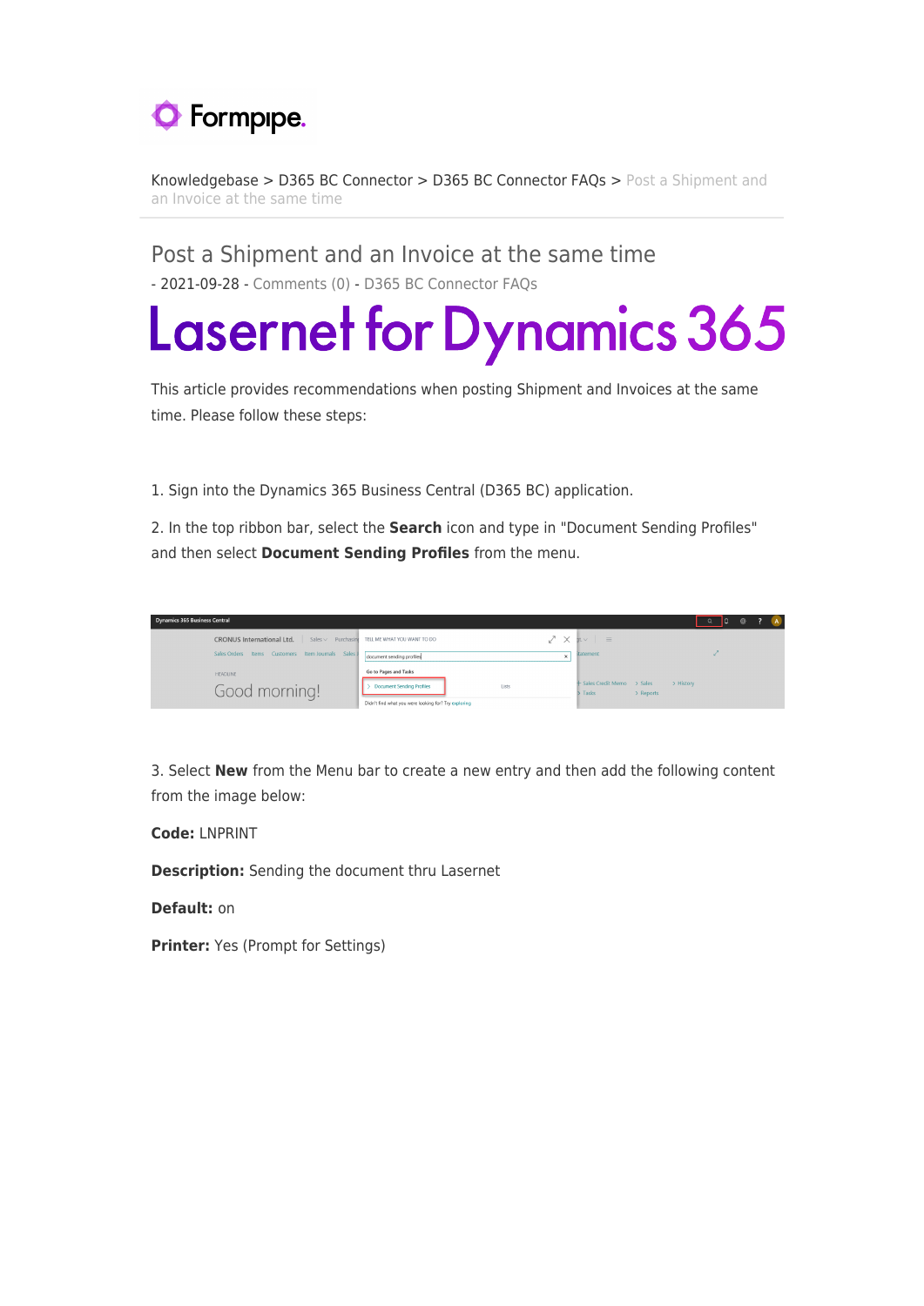Knowledgebase > D365 BC Connector > D365 BC Connector FAQs > Post a Shipment and an Invoice at the same time

# Post a Shipment and an Invoice at the same time

- 2021-09-28 - Comments (0) - D365 BC Connector FAQs

# Lasernet for Dynamics 365

This article provides recommendations when posting Shipment and Invoices at the same time. Please follow these steps:

1. Sign into the Dynamics 365 Business Central (D365 BC) application.

2. In the top ribbon bar, select the **Search** icon and type in "Document Sending Profiles" and then select **Document Sending Profiles** from the menu.

3. Select **New** from the Menu bar to create a new entry and then add the following content from the image below:

**Code:** LNPRINT

**Description:** Sending the document thru Lasernet

**Default:** on

**Printer:** Yes (Prompt for Settings)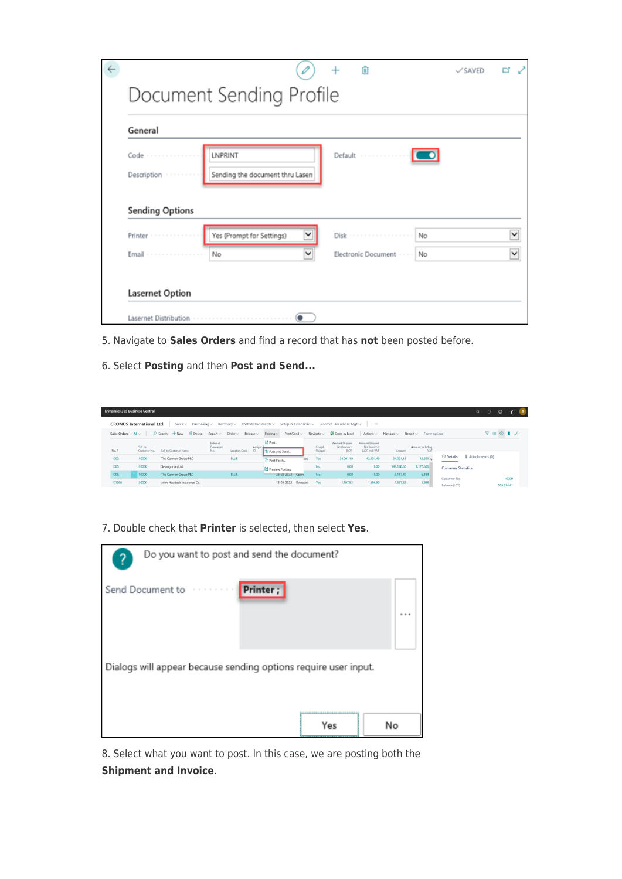5. Navigate to **Sales Orders** and find a record that has **not** been posted before.

6. Select **Posting** and then **Post and Send...**

7. Double check that **Printer** is selected, then select **Yes**.

8. Select what you want to post. In this case, we are posting both the **Shipment and Invoice**.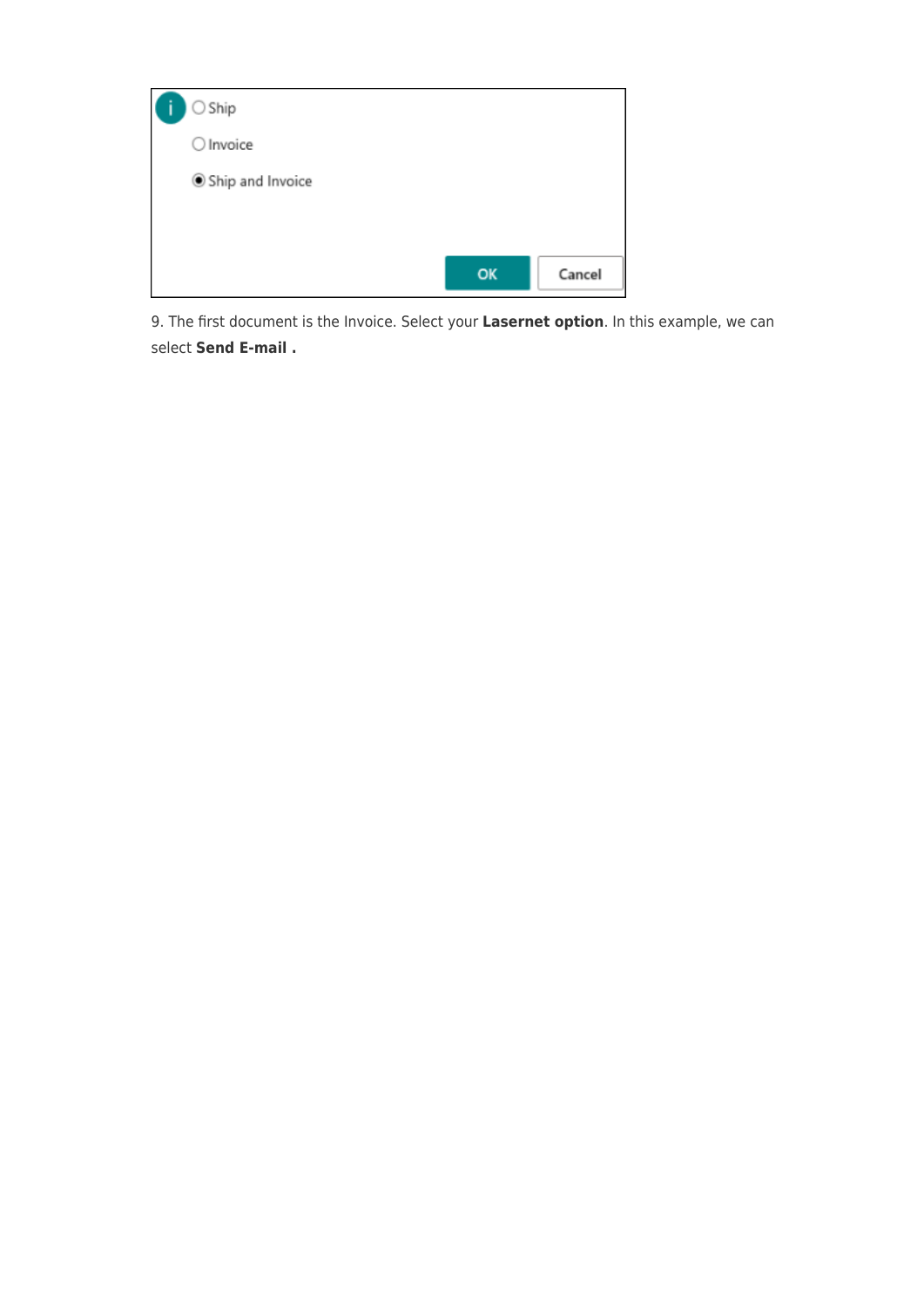9. The first document is the Invoice. Select your **Lasernet option**. In this example, we can select **Send E-mail .**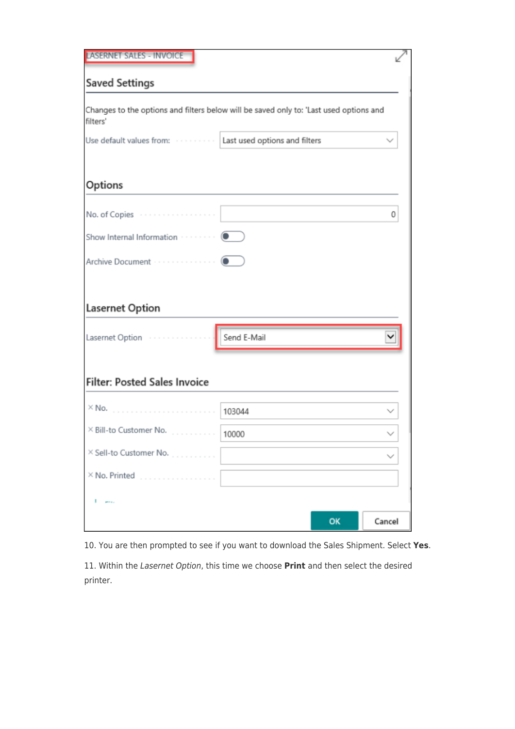LASERNET SALES - INVOICE

## Saved Settings

Changes to the options and filters below will be saved only to: 'Last used options and filters'

Use default values from: Last used options and filters

## Options

No. of Copies: 0

Show Internal Information

Archive Document

## Lasernet Option

Lasernet Option: Send E-Mail

## Filter: Posted Sales Invoice

× No.: 103044

× Bill-to Customer No.: 10000

× Sell-to Customer No.:

× No. Printed:

OK | Cancel

10. You are then prompted to see if you want to download the Sales Shipment. Select **Yes**.

11. Within the *Lasernet Option*, this time we choose **Print** and then select the desired printer.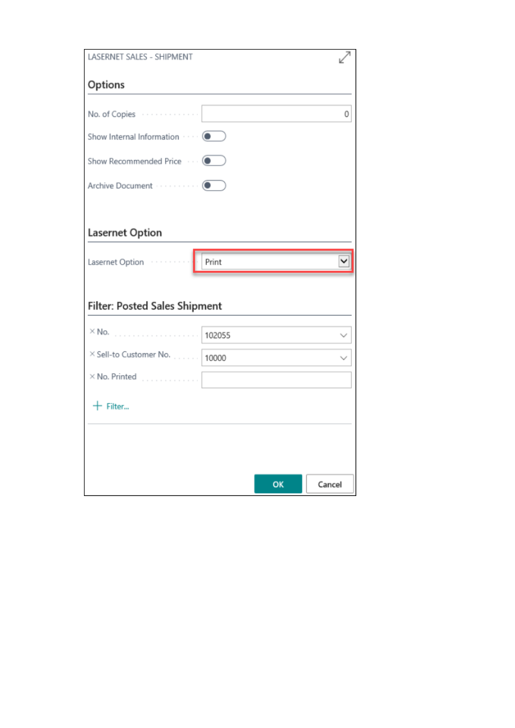LASERNET SALES - SHIPMENT

## Options

No. of Copies: 0

Show Internal Information

Show Recommended Price

Archive Document

## Lasernet Option

Lasernet Option: Print

## Filter: Posted Sales Shipment

× No.: 102055

× Sell-to Customer No.: 10000

× No. Printed

+ Filter...

OK Cancel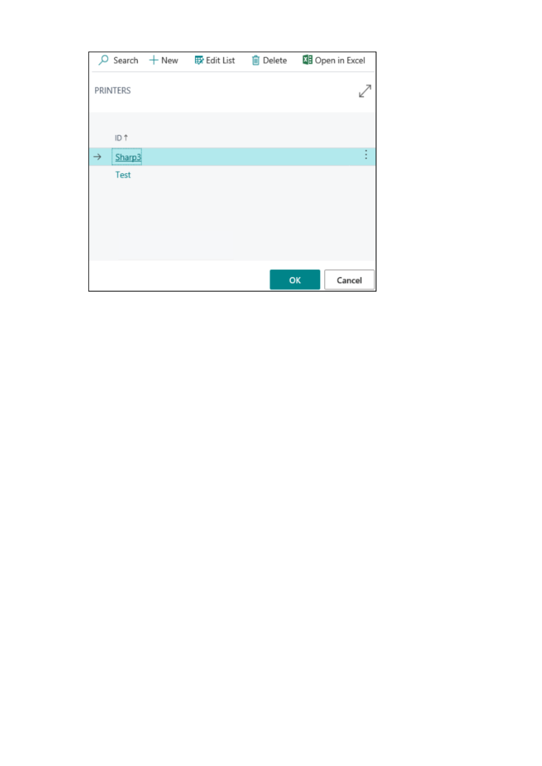Search + New Edit List Delete Open in Excel

PRINTERS

| ID ↑ |
| --- |
| Sharp3 |
| Test |

OK Cancel